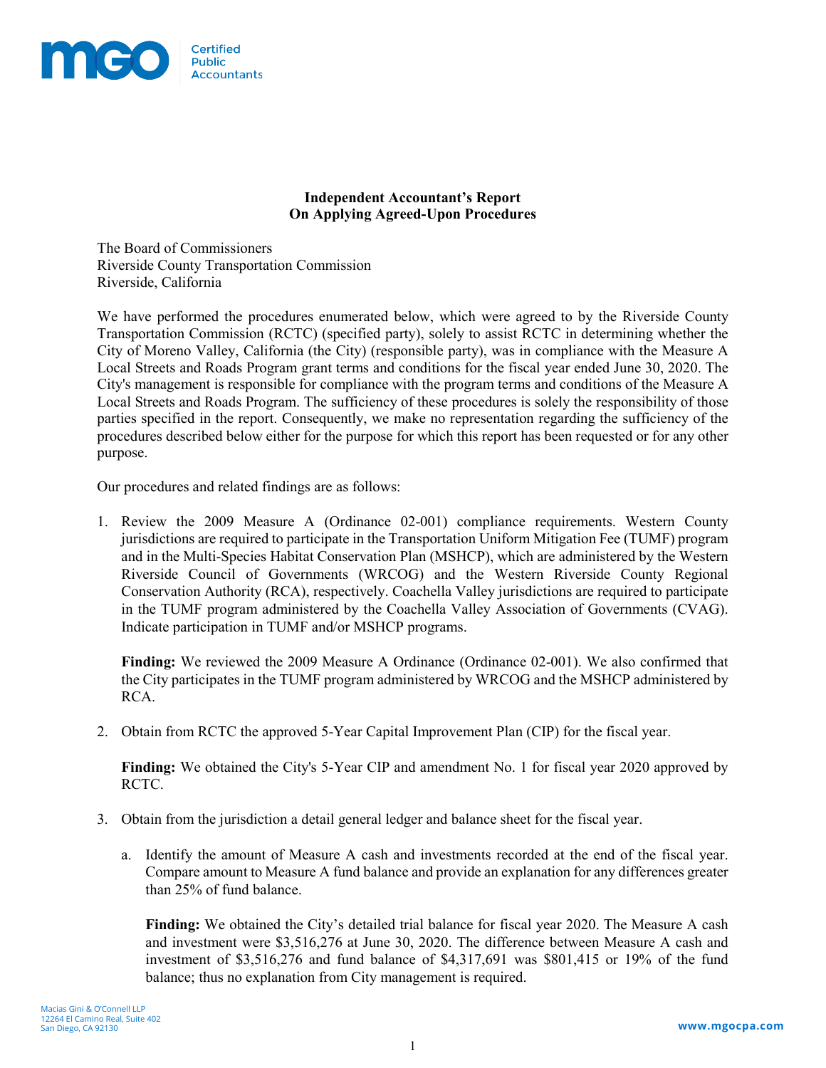**Independent Accountant's Report**
**On Applying Agreed-Upon Procedures**

The Board of Commissioners
Riverside County Transportation Commission
Riverside, California

We have performed the procedures enumerated below, which were agreed to by the Riverside County Transportation Commission (RCTC) (specified party), solely to assist RCTC in determining whether the City of Moreno Valley, California (the City) (responsible party), was in compliance with the Measure A Local Streets and Roads Program grant terms and conditions for the fiscal year ended June 30, 2020. The City's management is responsible for compliance with the program terms and conditions of the Measure A Local Streets and Roads Program. The sufficiency of these procedures is solely the responsibility of those parties specified in the report. Consequently, we make no representation regarding the sufficiency of the procedures described below either for the purpose for which this report has been requested or for any other purpose.

Our procedures and related findings are as follows:

1. Review the 2009 Measure A (Ordinance 02-001) compliance requirements. Western County jurisdictions are required to participate in the Transportation Uniform Mitigation Fee (TUMF) program and in the Multi-Species Habitat Conservation Plan (MSHCP), which are administered by the Western Riverside Council of Governments (WRCOG) and the Western Riverside County Regional Conservation Authority (RCA), respectively. Coachella Valley jurisdictions are required to participate in the TUMF program administered by the Coachella Valley Association of Governments (CVAG). Indicate participation in TUMF and/or MSHCP programs.

   **Finding:** We reviewed the 2009 Measure A Ordinance (Ordinance 02-001). We also confirmed that the City participates in the TUMF program administered by WRCOG and the MSHCP administered by RCA.

2. Obtain from RCTC the approved 5-Year Capital Improvement Plan (CIP) for the fiscal year.

   **Finding:** We obtained the City's 5-Year CIP and amendment No. 1 for fiscal year 2020 approved by RCTC.

3. Obtain from the jurisdiction a detail general ledger and balance sheet for the fiscal year.

   a. Identify the amount of Measure A cash and investments recorded at the end of the fiscal year. Compare amount to Measure A fund balance and provide an explanation for any differences greater than 25% of fund balance.

      **Finding:** We obtained the City's detailed trial balance for fiscal year 2020. The Measure A cash and investment were $3,516,276 at June 30, 2020. The difference between Measure A cash and investment of $3,516,276 and fund balance of $4,317,691 was $801,415 or 19% of the fund balance; thus no explanation from City management is required.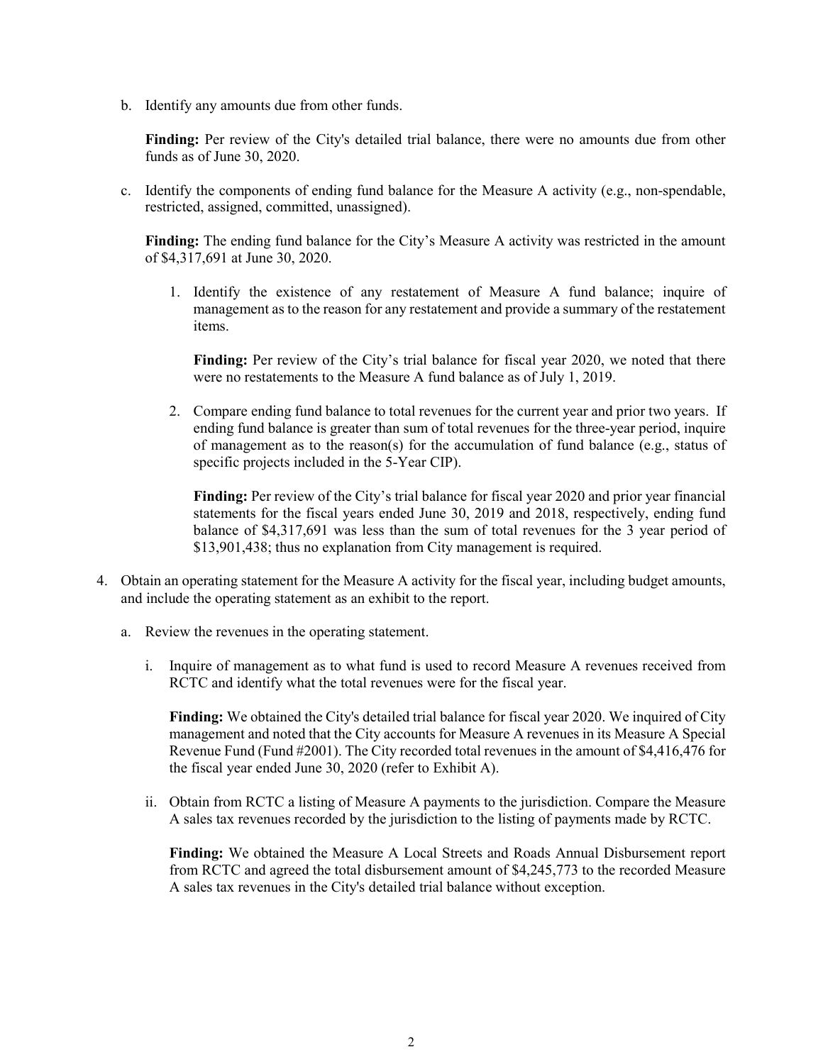b. Identify any amounts due from other funds.

   **Finding:** Per review of the City's detailed trial balance, there were no amounts due from other funds as of June 30, 2020.

c. Identify the components of ending fund balance for the Measure A activity (e.g., non-spendable, restricted, assigned, committed, unassigned).

   **Finding:** The ending fund balance for the City's Measure A activity was restricted in the amount of $4,317,691 at June 30, 2020.

   1. Identify the existence of any restatement of Measure A fund balance; inquire of management as to the reason for any restatement and provide a summary of the restatement items.

      **Finding:** Per review of the City's trial balance for fiscal year 2020, we noted that there were no restatements to the Measure A fund balance as of July 1, 2019.

   2. Compare ending fund balance to total revenues for the current year and prior two years. If ending fund balance is greater than sum of total revenues for the three-year period, inquire of management as to the reason(s) for the accumulation of fund balance (e.g., status of specific projects included in the 5-Year CIP).

      **Finding:** Per review of the City's trial balance for fiscal year 2020 and prior year financial statements for the fiscal years ended June 30, 2019 and 2018, respectively, ending fund balance of $4,317,691 was less than the sum of total revenues for the 3 year period of $13,901,438; thus no explanation from City management is required.

4. Obtain an operating statement for the Measure A activity for the fiscal year, including budget amounts, and include the operating statement as an exhibit to the report.

   a. Review the revenues in the operating statement.

      i. Inquire of management as to what fund is used to record Measure A revenues received from RCTC and identify what the total revenues were for the fiscal year.

         **Finding:** We obtained the City's detailed trial balance for fiscal year 2020. We inquired of City management and noted that the City accounts for Measure A revenues in its Measure A Special Revenue Fund (Fund #2001). The City recorded total revenues in the amount of $4,416,476 for the fiscal year ended June 30, 2020 (refer to Exhibit A).

      ii. Obtain from RCTC a listing of Measure A payments to the jurisdiction. Compare the Measure A sales tax revenues recorded by the jurisdiction to the listing of payments made by RCTC.

         **Finding:** We obtained the Measure A Local Streets and Roads Annual Disbursement report from RCTC and agreed the total disbursement amount of $4,245,773 to the recorded Measure A sales tax revenues in the City's detailed trial balance without exception.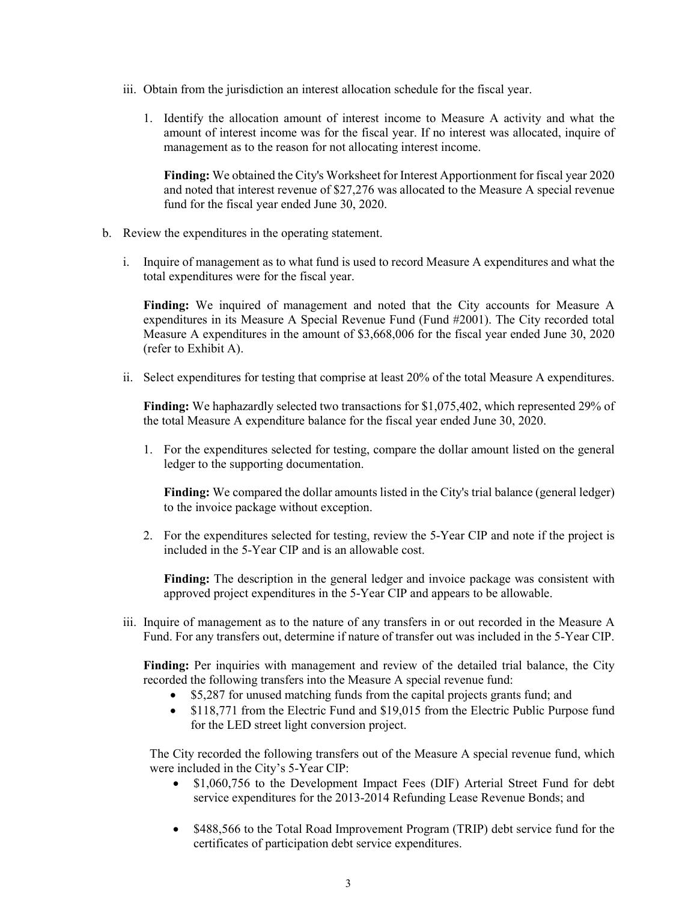iii. Obtain from the jurisdiction an interest allocation schedule for the fiscal year.

1. Identify the allocation amount of interest income to Measure A activity and what the amount of interest income was for the fiscal year. If no interest was allocated, inquire of management as to the reason for not allocating interest income.

   **Finding:** We obtained the City's Worksheet for Interest Apportionment for fiscal year 2020 and noted that interest revenue of $27,276 was allocated to the Measure A special revenue fund for the fiscal year ended June 30, 2020.

b. Review the expenditures in the operating statement.

i. Inquire of management as to what fund is used to record Measure A expenditures and what the total expenditures were for the fiscal year.

   **Finding:** We inquired of management and noted that the City accounts for Measure A expenditures in its Measure A Special Revenue Fund (Fund #2001). The City recorded total Measure A expenditures in the amount of $3,668,006 for the fiscal year ended June 30, 2020 (refer to Exhibit A).

ii. Select expenditures for testing that comprise at least 20% of the total Measure A expenditures.

   **Finding:** We haphazardly selected two transactions for $1,075,402, which represented 29% of the total Measure A expenditure balance for the fiscal year ended June 30, 2020.

1. For the expenditures selected for testing, compare the dollar amount listed on the general ledger to the supporting documentation.

   **Finding:** We compared the dollar amounts listed in the City's trial balance (general ledger) to the invoice package without exception.

2. For the expenditures selected for testing, review the 5-Year CIP and note if the project is included in the 5-Year CIP and is an allowable cost.

   **Finding:** The description in the general ledger and invoice package was consistent with approved project expenditures in the 5-Year CIP and appears to be allowable.

iii. Inquire of management as to the nature of any transfers in or out recorded in the Measure A Fund. For any transfers out, determine if nature of transfer out was included in the 5-Year CIP.

   **Finding:** Per inquiries with management and review of the detailed trial balance, the City recorded the following transfers into the Measure A special revenue fund:

   - $5,287 for unused matching funds from the capital projects grants fund; and
   - $118,771 from the Electric Fund and $19,015 from the Electric Public Purpose fund for the LED street light conversion project.

   The City recorded the following transfers out of the Measure A special revenue fund, which were included in the City's 5-Year CIP:

   - $1,060,756 to the Development Impact Fees (DIF) Arterial Street Fund for debt service expenditures for the 2013-2014 Refunding Lease Revenue Bonds; and
   - $488,566 to the Total Road Improvement Program (TRIP) debt service fund for the certificates of participation debt service expenditures.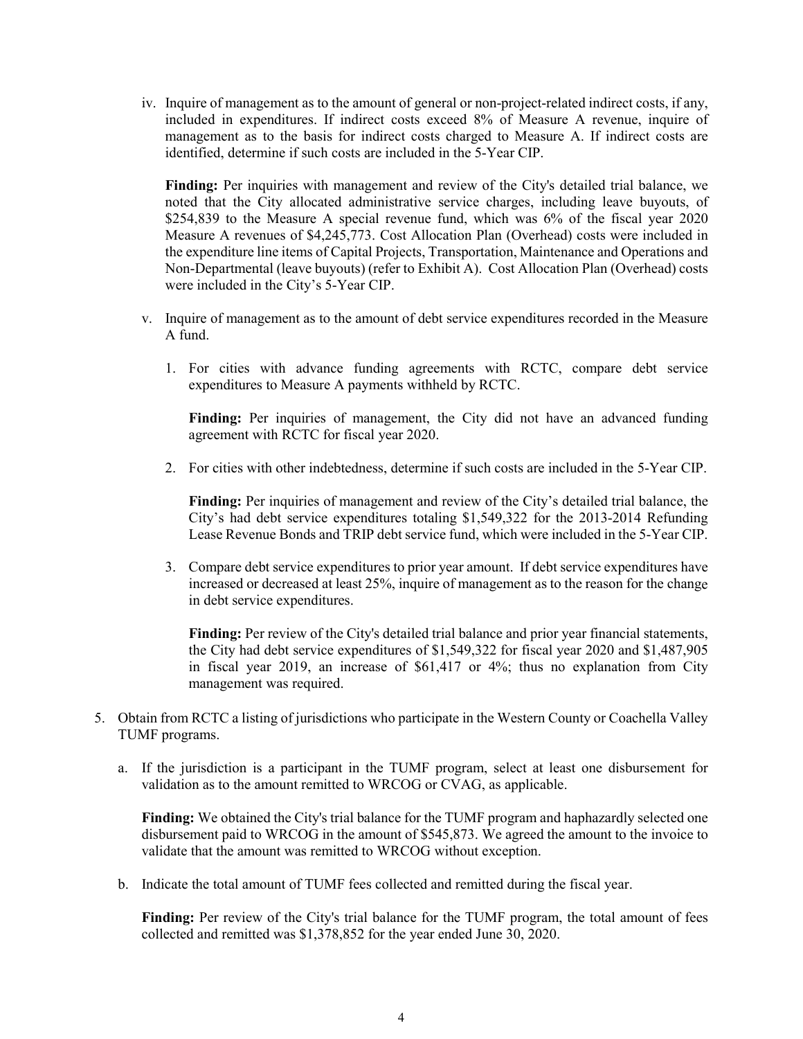iv. Inquire of management as to the amount of general or non-project-related indirect costs, if any, included in expenditures. If indirect costs exceed 8% of Measure A revenue, inquire of management as to the basis for indirect costs charged to Measure A. If indirect costs are identified, determine if such costs are included in the 5-Year CIP.

**Finding:** Per inquiries with management and review of the City's detailed trial balance, we noted that the City allocated administrative service charges, including leave buyouts, of $254,839 to the Measure A special revenue fund, which was 6% of the fiscal year 2020 Measure A revenues of $4,245,773. Cost Allocation Plan (Overhead) costs were included in the expenditure line items of Capital Projects, Transportation, Maintenance and Operations and Non-Departmental (leave buyouts) (refer to Exhibit A). Cost Allocation Plan (Overhead) costs were included in the City's 5-Year CIP.

v. Inquire of management as to the amount of debt service expenditures recorded in the Measure A fund.

1. For cities with advance funding agreements with RCTC, compare debt service expenditures to Measure A payments withheld by RCTC.

   **Finding:** Per inquiries of management, the City did not have an advanced funding agreement with RCTC for fiscal year 2020.

2. For cities with other indebtedness, determine if such costs are included in the 5-Year CIP.

   **Finding:** Per inquiries of management and review of the City's detailed trial balance, the City's had debt service expenditures totaling $1,549,322 for the 2013-2014 Refunding Lease Revenue Bonds and TRIP debt service fund, which were included in the 5-Year CIP.

3. Compare debt service expenditures to prior year amount. If debt service expenditures have increased or decreased at least 25%, inquire of management as to the reason for the change in debt service expenditures.

   **Finding:** Per review of the City's detailed trial balance and prior year financial statements, the City had debt service expenditures of $1,549,322 for fiscal year 2020 and $1,487,905 in fiscal year 2019, an increase of $61,417 or 4%; thus no explanation from City management was required.

5. Obtain from RCTC a listing of jurisdictions who participate in the Western County or Coachella Valley TUMF programs.

   a. If the jurisdiction is a participant in the TUMF program, select at least one disbursement for validation as to the amount remitted to WRCOG or CVAG, as applicable.

   **Finding:** We obtained the City's trial balance for the TUMF program and haphazardly selected one disbursement paid to WRCOG in the amount of $545,873. We agreed the amount to the invoice to validate that the amount was remitted to WRCOG without exception.

   b. Indicate the total amount of TUMF fees collected and remitted during the fiscal year.

   **Finding:** Per review of the City's trial balance for the TUMF program, the total amount of fees collected and remitted was $1,378,852 for the year ended June 30, 2020.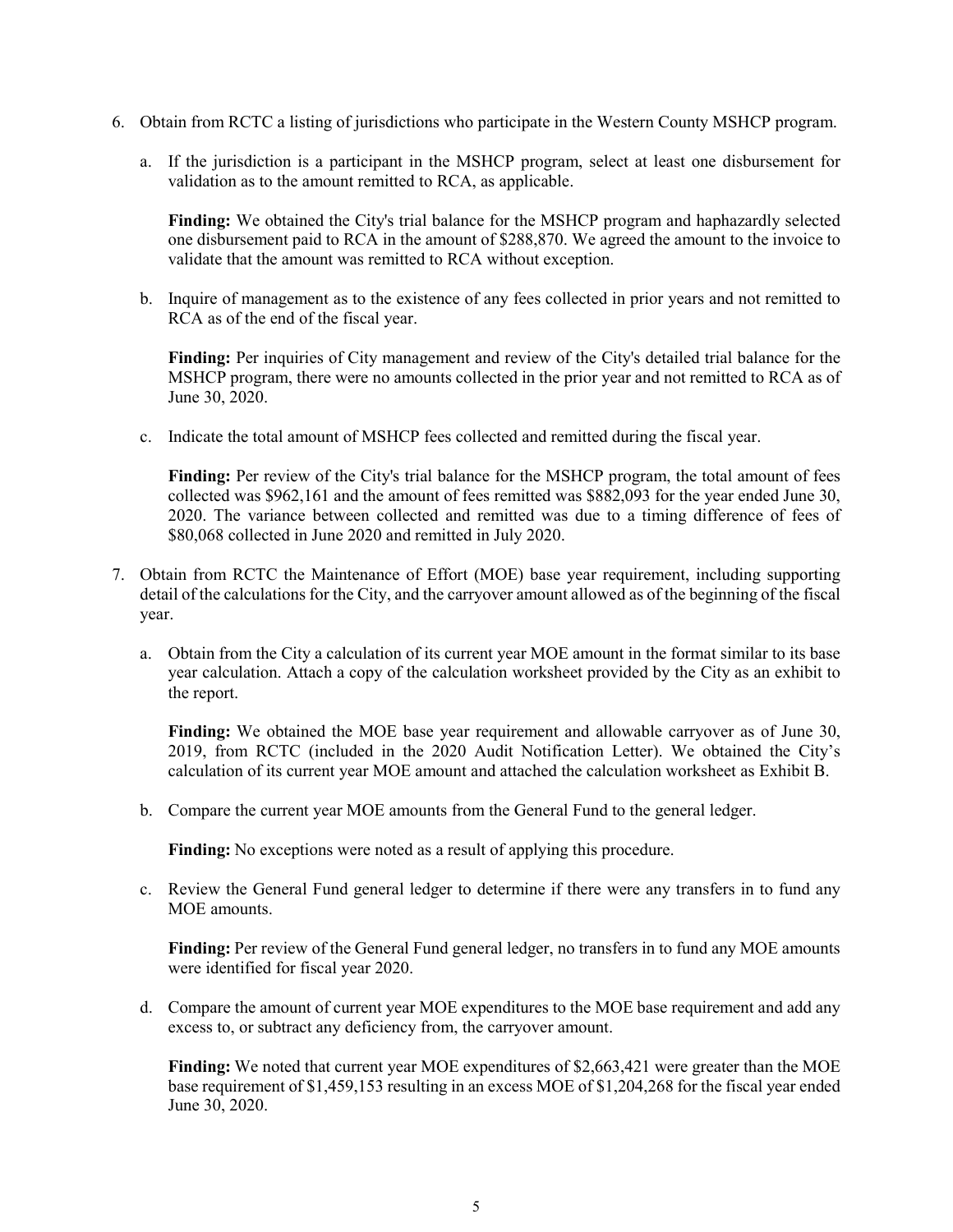6. Obtain from RCTC a listing of jurisdictions who participate in the Western County MSHCP program.

   a. If the jurisdiction is a participant in the MSHCP program, select at least one disbursement for validation as to the amount remitted to RCA, as applicable.

      **Finding:** We obtained the City's trial balance for the MSHCP program and haphazardly selected one disbursement paid to RCA in the amount of $288,870. We agreed the amount to the invoice to validate that the amount was remitted to RCA without exception.

   b. Inquire of management as to the existence of any fees collected in prior years and not remitted to RCA as of the end of the fiscal year.

      **Finding:** Per inquiries of City management and review of the City's detailed trial balance for the MSHCP program, there were no amounts collected in the prior year and not remitted to RCA as of June 30, 2020.

   c. Indicate the total amount of MSHCP fees collected and remitted during the fiscal year.

      **Finding:** Per review of the City's trial balance for the MSHCP program, the total amount of fees collected was $962,161 and the amount of fees remitted was $882,093 for the year ended June 30, 2020. The variance between collected and remitted was due to a timing difference of fees of $80,068 collected in June 2020 and remitted in July 2020.

7. Obtain from RCTC the Maintenance of Effort (MOE) base year requirement, including supporting detail of the calculations for the City, and the carryover amount allowed as of the beginning of the fiscal year.

   a. Obtain from the City a calculation of its current year MOE amount in the format similar to its base year calculation. Attach a copy of the calculation worksheet provided by the City as an exhibit to the report.

      **Finding:** We obtained the MOE base year requirement and allowable carryover as of June 30, 2019, from RCTC (included in the 2020 Audit Notification Letter). We obtained the City's calculation of its current year MOE amount and attached the calculation worksheet as Exhibit B.

   b. Compare the current year MOE amounts from the General Fund to the general ledger.

      **Finding:** No exceptions were noted as a result of applying this procedure.

   c. Review the General Fund general ledger to determine if there were any transfers in to fund any MOE amounts.

      **Finding:** Per review of the General Fund general ledger, no transfers in to fund any MOE amounts were identified for fiscal year 2020.

   d. Compare the amount of current year MOE expenditures to the MOE base requirement and add any excess to, or subtract any deficiency from, the carryover amount.

      **Finding:** We noted that current year MOE expenditures of $2,663,421 were greater than the MOE base requirement of $1,459,153 resulting in an excess MOE of $1,204,268 for the fiscal year ended June 30, 2020.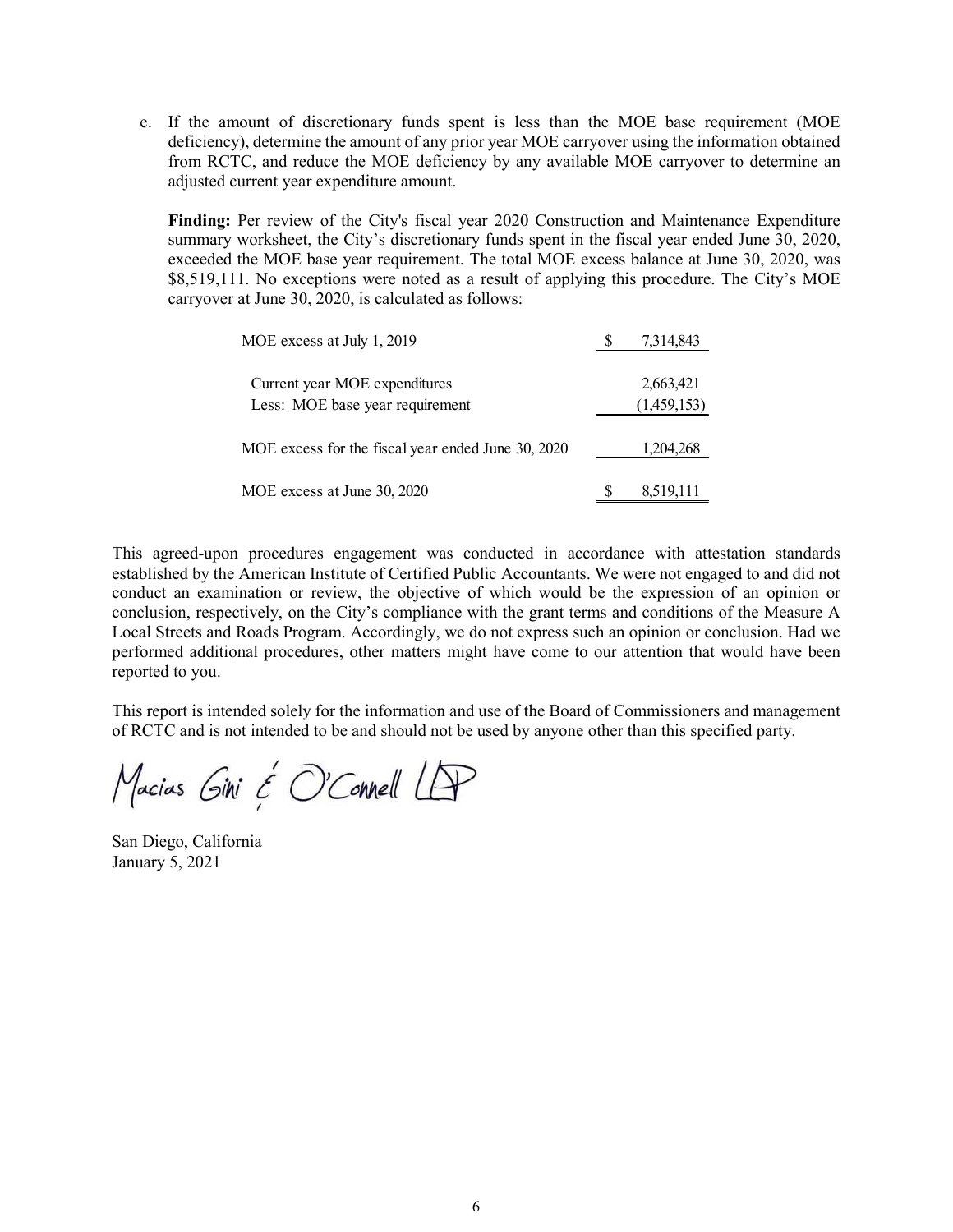e. If the amount of discretionary funds spent is less than the MOE base requirement (MOE deficiency), determine the amount of any prior year MOE carryover using the information obtained from RCTC, and reduce the MOE deficiency by any available MOE carryover to determine an adjusted current year expenditure amount.

   **Finding:** Per review of the City's fiscal year 2020 Construction and Maintenance Expenditure summary worksheet, the City's discretionary funds spent in the fiscal year ended June 30, 2020, exceeded the MOE base year requirement. The total MOE excess balance at June 30, 2020, was $8,519,111. No exceptions were noted as a result of applying this procedure. The City's MOE carryover at June 30, 2020, is calculated as follows:

| | |
|---|---|
| MOE excess at July 1, 2019 | $ 7,314,843 |
| Current year MOE expenditures | 2,663,421 |
| Less: MOE base year requirement | (1,459,153) |
| MOE excess for the fiscal year ended June 30, 2020 | 1,204,268 |
| MOE excess at June 30, 2020 | $ 8,519,111 |

This agreed-upon procedures engagement was conducted in accordance with attestation standards established by the American Institute of Certified Public Accountants. We were not engaged to and did not conduct an examination or review, the objective of which would be the expression of an opinion or conclusion, respectively, on the City's compliance with the grant terms and conditions of the Measure A Local Streets and Roads Program. Accordingly, we do not express such an opinion or conclusion. Had we performed additional procedures, other matters might have come to our attention that would have been reported to you.

This report is intended solely for the information and use of the Board of Commissioners and management of RCTC and is not intended to be and should not be used by anyone other than this specified party.

Macias Gini & O'Connell LLP

San Diego, California
January 5, 2021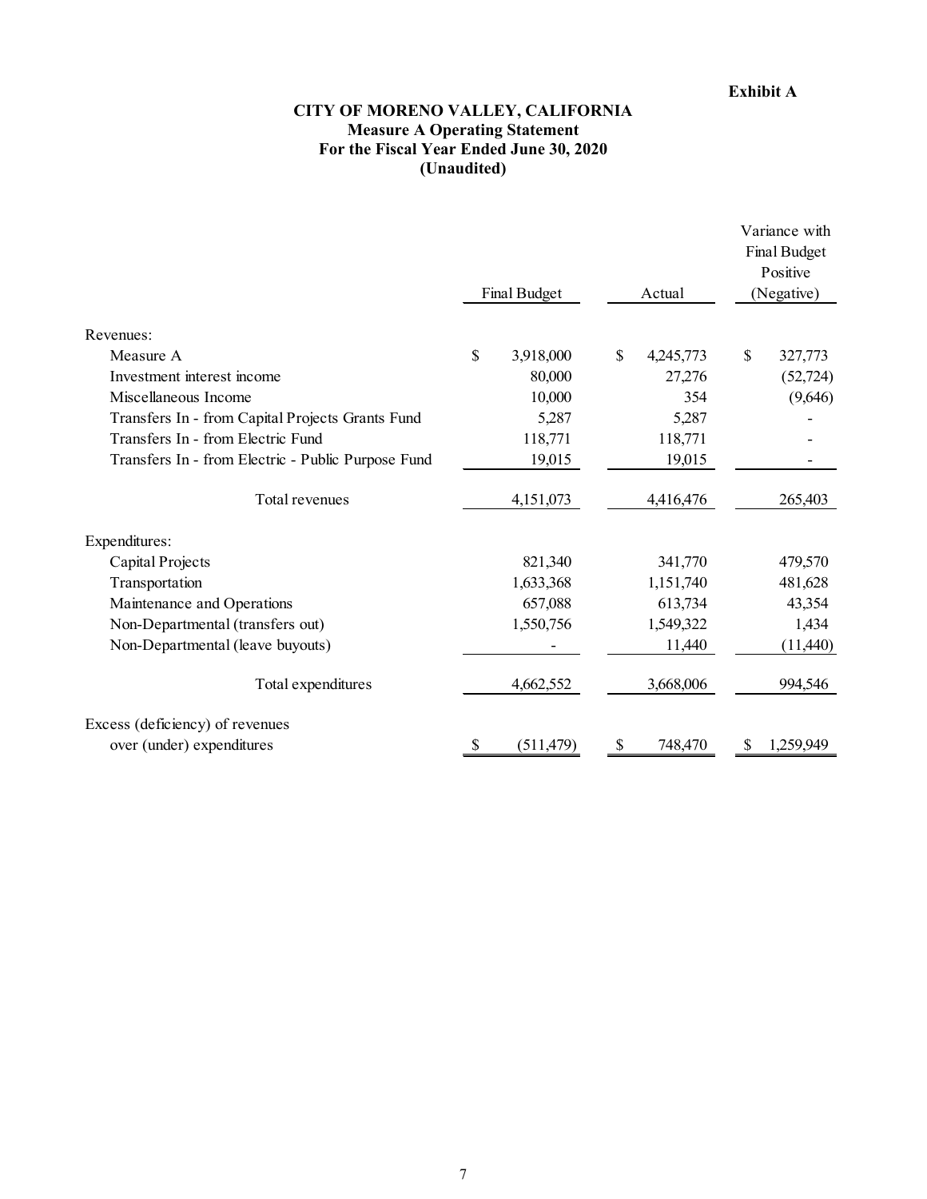**Exhibit A**

# CITY OF MORENO VALLEY, CALIFORNIA

## Measure A Operating Statement

## For the Fiscal Year Ended June 30, 2020

## (Unaudited)

| | Final Budget | Actual | Variance with Final Budget Positive (Negative) |
|---|---|---|---|
| Revenues: | | | |
| Measure A | $ 3,918,000 | $ 4,245,773 | $ 327,773 |
| Investment interest income | 80,000 | 27,276 | (52,724) |
| Miscellaneous Income | 10,000 | 354 | (9,646) |
| Transfers In - from Capital Projects Grants Fund | 5,287 | 5,287 | - |
| Transfers In - from Electric Fund | 118,771 | 118,771 | - |
| Transfers In - from Electric - Public Purpose Fund | 19,015 | 19,015 | - |
| Total revenues | 4,151,073 | 4,416,476 | 265,403 |
| Expenditures: | | | |
| Capital Projects | 821,340 | 341,770 | 479,570 |
| Transportation | 1,633,368 | 1,151,740 | 481,628 |
| Maintenance and Operations | 657,088 | 613,734 | 43,354 |
| Non-Departmental (transfers out) | 1,550,756 | 1,549,322 | 1,434 |
| Non-Departmental (leave buyouts) | - | 11,440 | (11,440) |
| Total expenditures | 4,662,552 | 3,668,006 | 994,546 |
| Excess (deficiency) of revenues over (under) expenditures | $ (511,479) | $ 748,470 | $ 1,259,949 |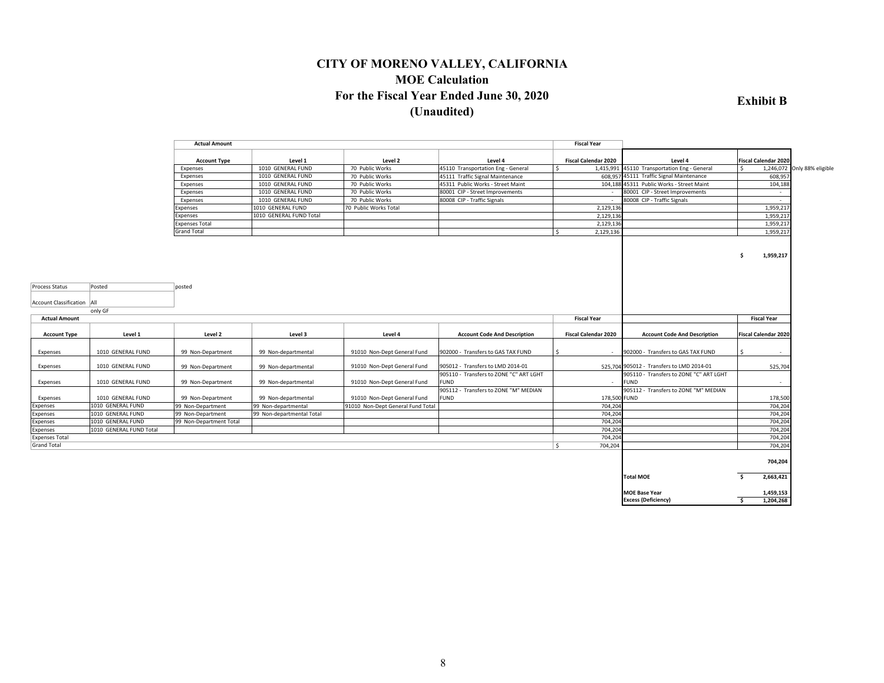# CITY OF MORENO VALLEY, CALIFORNIA

## MOE Calculation

## For the Fiscal Year Ended June 30, 2020

## (Unaudited)

**Exhibit B**

| Actual Amount | | | | Fiscal Year | | | |
|---|---|---|---|---|---|---|---|
| **Account Type** | **Level 1** | **Level 2** | **Level 4** | **Fiscal Calendar 2020** | **Level 4** | **Fiscal Calendar 2020** | |
| Expenses | 1010 GENERAL FUND | 70 Public Works | 45110 Transportation Eng - General | $ 1,415,991 | 45110 Transportation Eng - General | $ 1,246,072 | Only 88% eligible |
| Expenses | 1010 GENERAL FUND | 70 Public Works | 45111 Traffic Signal Maintenance | 608,957 | 45111 Traffic Signal Maintenance | 608,957 | |
| Expenses | 1010 GENERAL FUND | 70 Public Works | 45311 Public Works - Street Maint | 104,188 | 45311 Public Works - Street Maint | 104,188 | |
| Expenses | 1010 GENERAL FUND | 70 Public Works | 80001 CIP - Street Improvements | - | 80001 CIP - Street Improvements | - | |
| Expenses | 1010 GENERAL FUND | 70 Public Works | 80008 CIP - Traffic Signals | - | 80008 CIP - Traffic Signals | - | |
| Expenses | 1010 GENERAL FUND | 70 Public Works Total | | 2,129,136 | | 1,959,217 | |
| Expenses | 1010 GENERAL FUND Total | | | 2,129,136 | | 1,959,217 | |
| Expenses Total | | | | 2,129,136 | | 1,959,217 | |
| Grand Total | | | | $ 2,129,136 | | 1,959,217 | |

**$ 1,959,217**

| | | |
|---|---|---|
| Process Status | Posted | posted |
| Account Classification | All | |
| | only GF | |

| Actual Amount | | | | | | Fiscal Year | | Fiscal Year |
|---|---|---|---|---|---|---|---|---|
| **Account Type** | **Level 1** | **Level 2** | **Level 3** | **Level 4** | **Account Code And Description** | **Fiscal Calendar 2020** | **Account Code And Description** | **Fiscal Calendar 2020** |
| Expenses | 1010 GENERAL FUND | 99 Non-Department | 99 Non-departmental | 91010 Non-Dept General Fund | 902000 - Transfers to GAS TAX FUND | $ - | 902000 - Transfers to GAS TAX FUND | $ - |
| Expenses | 1010 GENERAL FUND | 99 Non-Department | 99 Non-departmental | 91010 Non-Dept General Fund | 905012 - Transfers to LMD 2014-01 | 525,704 | 905012 - Transfers to LMD 2014-01 | 525,704 |
| Expenses | 1010 GENERAL FUND | 99 Non-Department | 99 Non-departmental | 91010 Non-Dept General Fund | 905110 - Transfers to ZONE "C" ART LGHT FUND | - | 905110 - Transfers to ZONE "C" ART LGHT FUND | - |
| Expenses | 1010 GENERAL FUND | 99 Non-Department | 99 Non-departmental | 91010 Non-Dept General Fund | 905112 - Transfers to ZONE "M" MEDIAN FUND | 178,500 | 905112 - Transfers to ZONE "M" MEDIAN FUND | 178,500 |
| Expenses | 1010 GENERAL FUND | 99 Non-Department | 99 Non-departmental | 91010 Non-Dept General Fund Total | | 704,204 | | 704,204 |
| Expenses | 1010 GENERAL FUND | 99 Non-Department | 99 Non-departmental Total | | | 704,204 | | 704,204 |
| Expenses | 1010 GENERAL FUND | 99 Non-Department Total | | | | 704,204 | | 704,204 |
| Expenses | 1010 GENERAL FUND Total | | | | | 704,204 | | 704,204 |
| Expenses Total | | | | | | 704,204 | | 704,204 |
| Grand Total | | | | | | $ 704,204 | | 704,204 |

**704,204**

| | |
|---|---|
| **Total MOE** | **$ 2,663,421** |
| **MOE Base Year** | **1,459,153** |
| **Excess (Deficiency)** | **$ 1,204,268** |